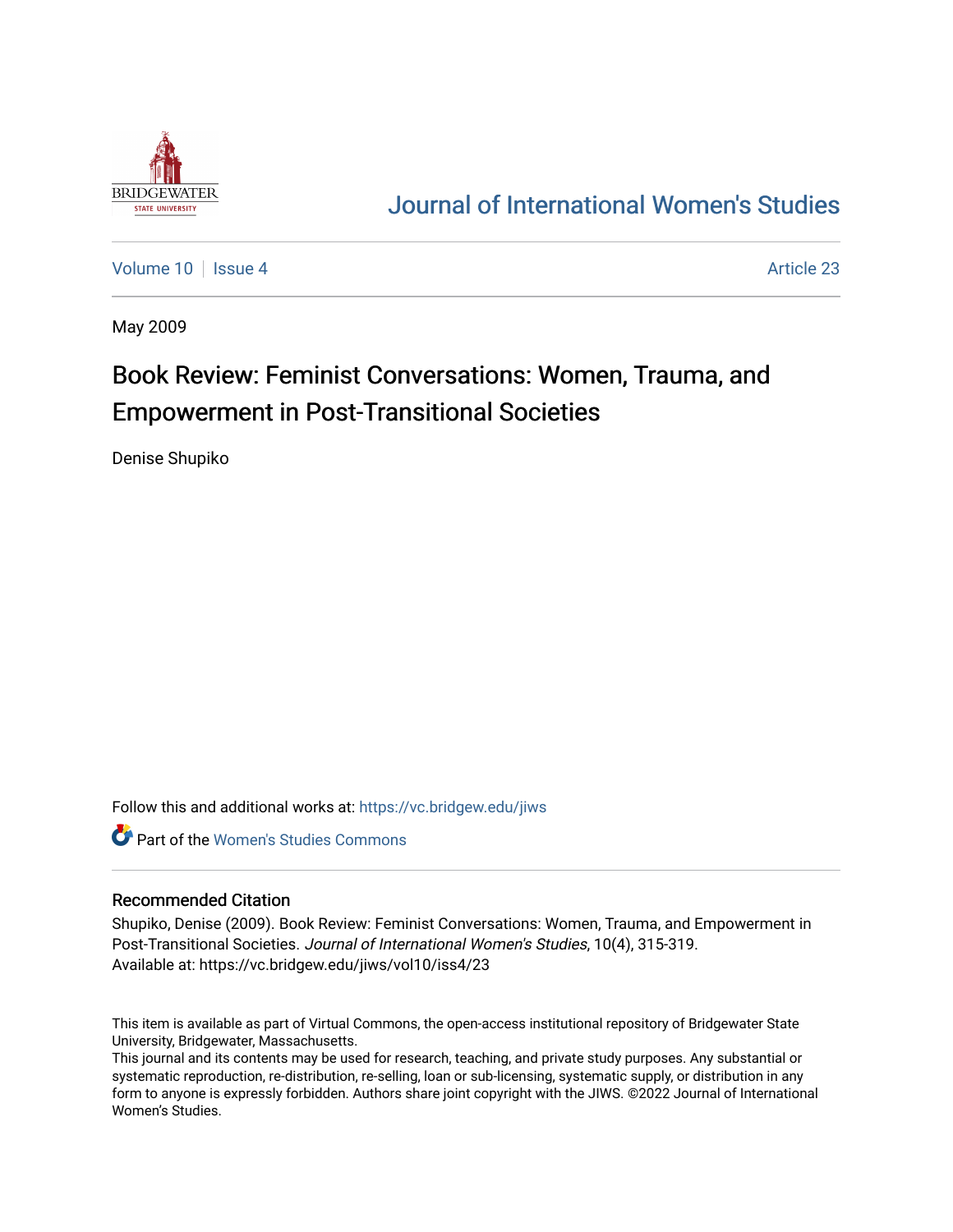# Journal of International Women's Studies

Volume 10 | Issue 4 | Article 23

May 2009

## Book Review: Feminist Conversations: Women, Trauma, and Empowerment in Post-Transitional Societies

Denise Shupiko

Follow this and additional works at: https://vc.bridgew.edu/jiws

Part of the Women's Studies Commons

### Recommended Citation

Shupiko, Denise (2009). Book Review: Feminist Conversations: Women, Trauma, and Empowerment in Post-Transitional Societies. *Journal of International Women's Studies*, 10(4), 315-319.
Available at: https://vc.bridgew.edu/jiws/vol10/iss4/23

This item is available as part of Virtual Commons, the open-access institutional repository of Bridgewater State University, Bridgewater, Massachusetts.
This journal and its contents may be used for research, teaching, and private study purposes. Any substantial or systematic reproduction, re-distribution, re-selling, loan or sub-licensing, systematic supply, or distribution in any form to anyone is expressly forbidden. Authors share joint copyright with the JIWS. ©2022 Journal of International Women's Studies.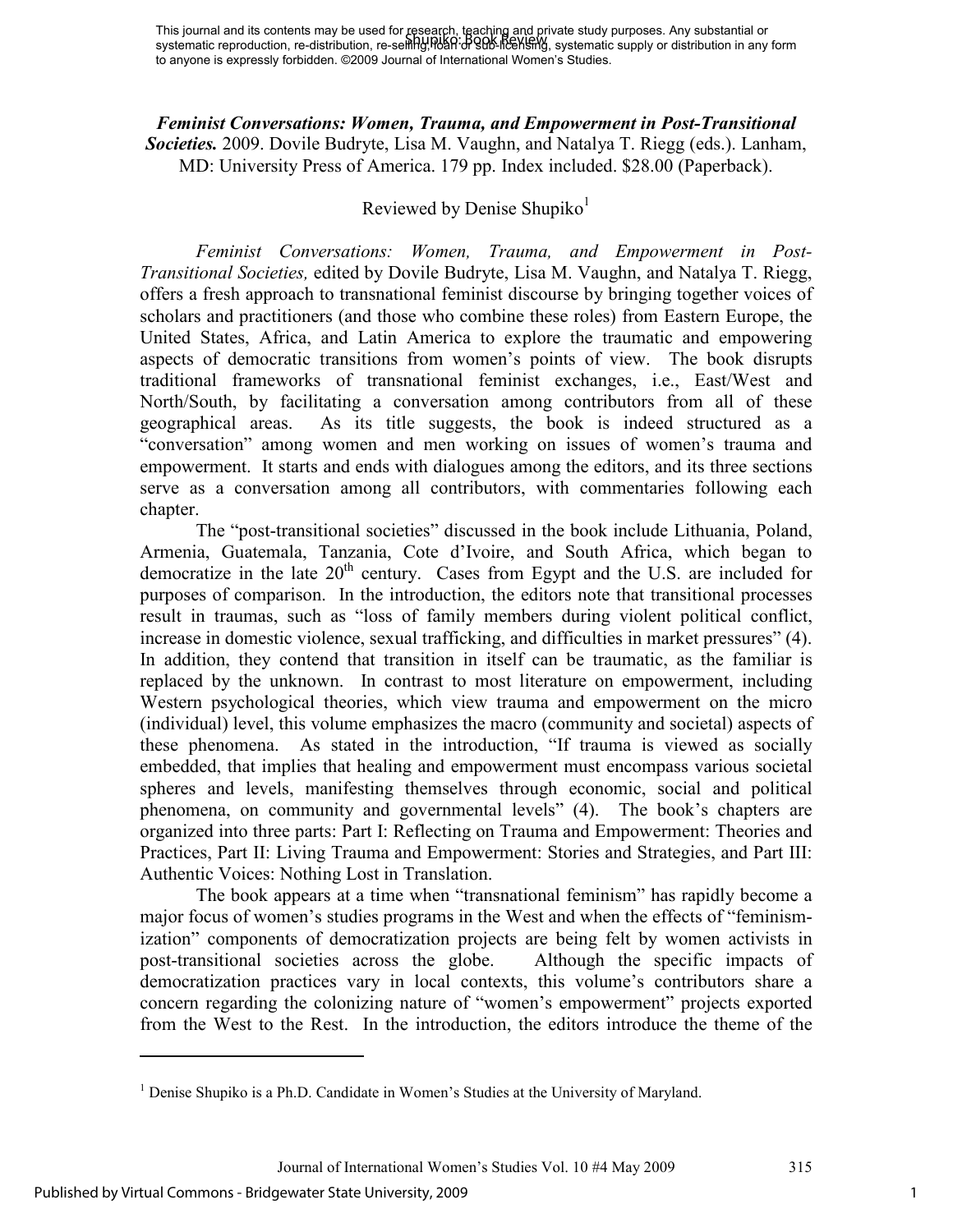This journal and its contents may be used for research, teaching and private study purposes. Any substantial or systematic reproduction, re-distribution, re-selling, loan or sub-licensing, systematic supply or distribution in any form to anyone is expressly forbidden. ©2009 Journal of International Women's Studies.

***Feminist Conversations: Women, Trauma, and Empowerment in Post-Transitional Societies.*** 2009. Dovile Budryte, Lisa M. Vaughn, and Natalya T. Riegg (eds.). Lanham, MD: University Press of America. 179 pp. Index included. $28.00 (Paperback).

Reviewed by Denise Shupiko[1]

*Feminist Conversations: Women, Trauma, and Empowerment in Post-Transitional Societies,* edited by Dovile Budryte, Lisa M. Vaughn, and Natalya T. Riegg, offers a fresh approach to transnational feminist discourse by bringing together voices of scholars and practitioners (and those who combine these roles) from Eastern Europe, the United States, Africa, and Latin America to explore the traumatic and empowering aspects of democratic transitions from women's points of view. The book disrupts traditional frameworks of transnational feminist exchanges, i.e., East/West and North/South, by facilitating a conversation among contributors from all of these geographical areas. As its title suggests, the book is indeed structured as a "conversation" among women and men working on issues of women's trauma and empowerment. It starts and ends with dialogues among the editors, and its three sections serve as a conversation among all contributors, with commentaries following each chapter.

The "post-transitional societies" discussed in the book include Lithuania, Poland, Armenia, Guatemala, Tanzania, Cote d'Ivoire, and South Africa, which began to democratize in the late 20[th] century. Cases from Egypt and the U.S. are included for purposes of comparison. In the introduction, the editors note that transitional processes result in traumas, such as "loss of family members during violent political conflict, increase in domestic violence, sexual trafficking, and difficulties in market pressures" (4). In addition, they contend that transition in itself can be traumatic, as the familiar is replaced by the unknown. In contrast to most literature on empowerment, including Western psychological theories, which view trauma and empowerment on the micro (individual) level, this volume emphasizes the macro (community and societal) aspects of these phenomena. As stated in the introduction, "If trauma is viewed as socially embedded, that implies that healing and empowerment must encompass various societal spheres and levels, manifesting themselves through economic, social and political phenomena, on community and governmental levels" (4). The book's chapters are organized into three parts: Part I: Reflecting on Trauma and Empowerment: Theories and Practices, Part II: Living Trauma and Empowerment: Stories and Strategies, and Part III: Authentic Voices: Nothing Lost in Translation.

The book appears at a time when "transnational feminism" has rapidly become a major focus of women's studies programs in the West and when the effects of "feminism-ization" components of democratization projects are being felt by women activists in post-transitional societies across the globe. Although the specific impacts of democratization practices vary in local contexts, this volume's contributors share a concern regarding the colonizing nature of "women's empowerment" projects exported from the West to the Rest. In the introduction, the editors introduce the theme of the

---

[1] Denise Shupiko is a Ph.D. Candidate in Women's Studies at the University of Maryland.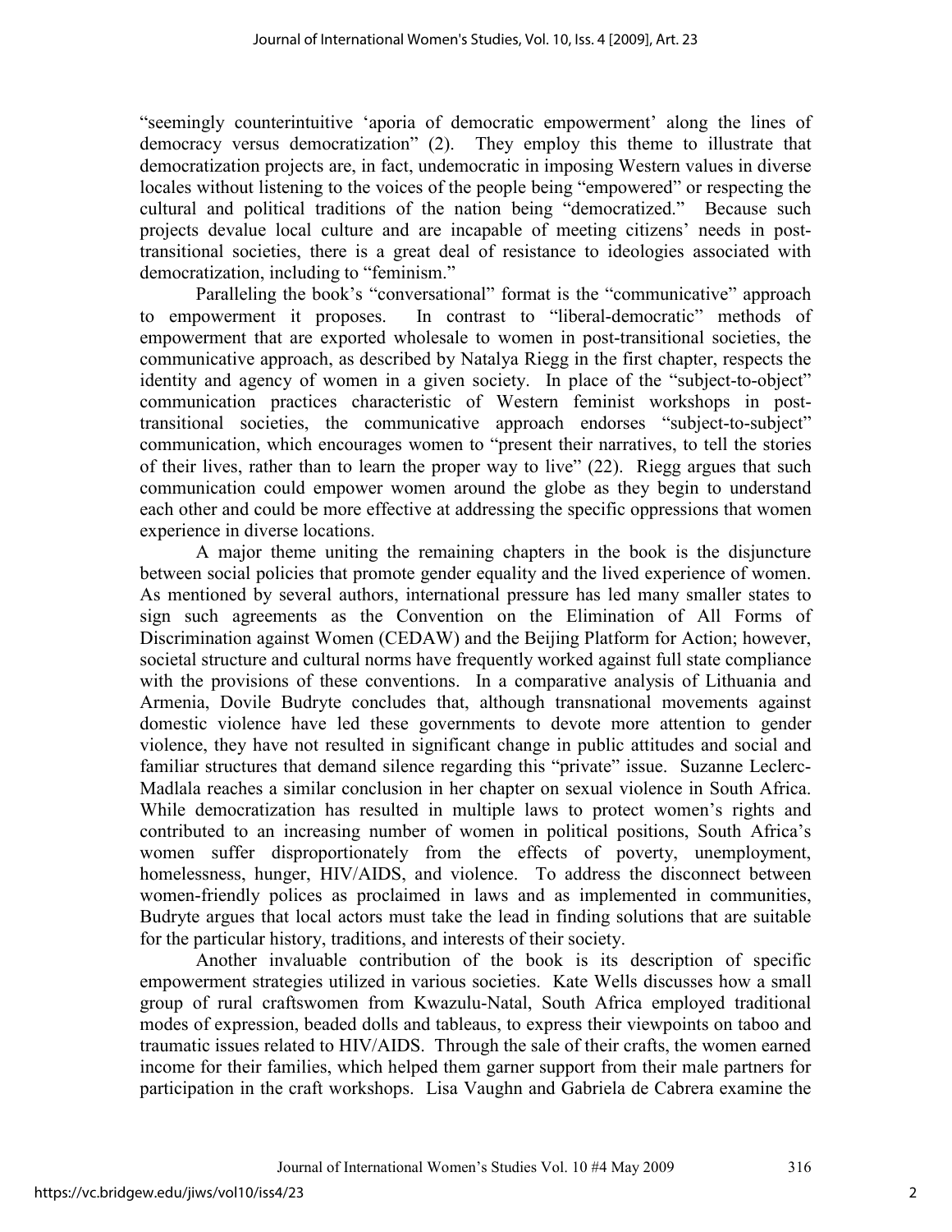"seemingly counterintuitive 'aporia of democratic empowerment' along the lines of democracy versus democratization" (2). They employ this theme to illustrate that democratization projects are, in fact, undemocratic in imposing Western values in diverse locales without listening to the voices of the people being "empowered" or respecting the cultural and political traditions of the nation being "democratized." Because such projects devalue local culture and are incapable of meeting citizens' needs in post-transitional societies, there is a great deal of resistance to ideologies associated with democratization, including to "feminism."

Paralleling the book's "conversational" format is the "communicative" approach to empowerment it proposes. In contrast to "liberal-democratic" methods of empowerment that are exported wholesale to women in post-transitional societies, the communicative approach, as described by Natalya Riegg in the first chapter, respects the identity and agency of women in a given society. In place of the "subject-to-object" communication practices characteristic of Western feminist workshops in post-transitional societies, the communicative approach endorses "subject-to-subject" communication, which encourages women to "present their narratives, to tell the stories of their lives, rather than to learn the proper way to live" (22). Riegg argues that such communication could empower women around the globe as they begin to understand each other and could be more effective at addressing the specific oppressions that women experience in diverse locations.

A major theme uniting the remaining chapters in the book is the disjuncture between social policies that promote gender equality and the lived experience of women. As mentioned by several authors, international pressure has led many smaller states to sign such agreements as the Convention on the Elimination of All Forms of Discrimination against Women (CEDAW) and the Beijing Platform for Action; however, societal structure and cultural norms have frequently worked against full state compliance with the provisions of these conventions. In a comparative analysis of Lithuania and Armenia, Dovile Budryte concludes that, although transnational movements against domestic violence have led these governments to devote more attention to gender violence, they have not resulted in significant change in public attitudes and social and familiar structures that demand silence regarding this "private" issue. Suzanne Leclerc-Madlala reaches a similar conclusion in her chapter on sexual violence in South Africa. While democratization has resulted in multiple laws to protect women's rights and contributed to an increasing number of women in political positions, South Africa's women suffer disproportionately from the effects of poverty, unemployment, homelessness, hunger, HIV/AIDS, and violence. To address the disconnect between women-friendly polices as proclaimed in laws and as implemented in communities, Budryte argues that local actors must take the lead in finding solutions that are suitable for the particular history, traditions, and interests of their society.

Another invaluable contribution of the book is its description of specific empowerment strategies utilized in various societies. Kate Wells discusses how a small group of rural craftswomen from Kwazulu-Natal, South Africa employed traditional modes of expression, beaded dolls and tableaus, to express their viewpoints on taboo and traumatic issues related to HIV/AIDS. Through the sale of their crafts, the women earned income for their families, which helped them garner support from their male partners for participation in the craft workshops. Lisa Vaughn and Gabriela de Cabrera examine the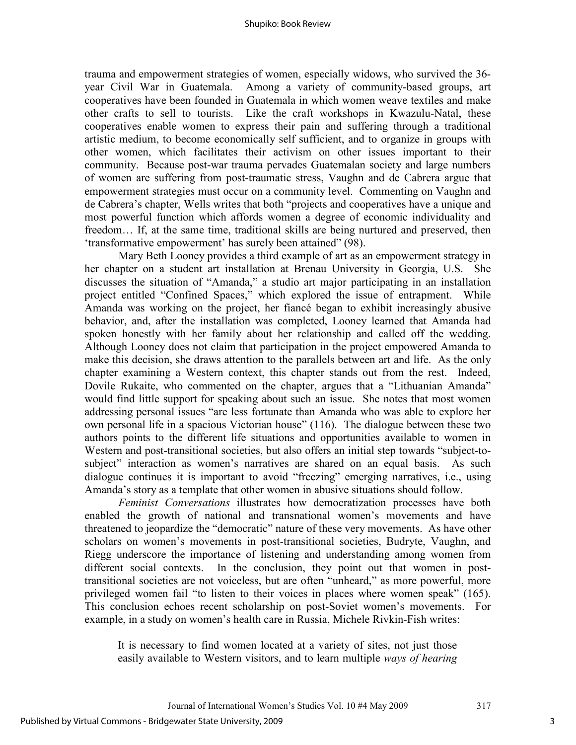trauma and empowerment strategies of women, especially widows, who survived the 36-year Civil War in Guatemala. Among a variety of community-based groups, art cooperatives have been founded in Guatemala in which women weave textiles and make other crafts to sell to tourists. Like the craft workshops in Kwazulu-Natal, these cooperatives enable women to express their pain and suffering through a traditional artistic medium, to become economically self sufficient, and to organize in groups with other women, which facilitates their activism on other issues important to their community. Because post-war trauma pervades Guatemalan society and large numbers of women are suffering from post-traumatic stress, Vaughn and de Cabrera argue that empowerment strategies must occur on a community level. Commenting on Vaughn and de Cabrera's chapter, Wells writes that both "projects and cooperatives have a unique and most powerful function which affords women a degree of economic individuality and freedom… If, at the same time, traditional skills are being nurtured and preserved, then 'transformative empowerment' has surely been attained" (98).

Mary Beth Looney provides a third example of art as an empowerment strategy in her chapter on a student art installation at Brenau University in Georgia, U.S. She discusses the situation of "Amanda," a studio art major participating in an installation project entitled "Confined Spaces," which explored the issue of entrapment. While Amanda was working on the project, her fiancé began to exhibit increasingly abusive behavior, and, after the installation was completed, Looney learned that Amanda had spoken honestly with her family about her relationship and called off the wedding. Although Looney does not claim that participation in the project empowered Amanda to make this decision, she draws attention to the parallels between art and life. As the only chapter examining a Western context, this chapter stands out from the rest. Indeed, Dovile Rukaite, who commented on the chapter, argues that a "Lithuanian Amanda" would find little support for speaking about such an issue. She notes that most women addressing personal issues "are less fortunate than Amanda who was able to explore her own personal life in a spacious Victorian house" (116). The dialogue between these two authors points to the different life situations and opportunities available to women in Western and post-transitional societies, but also offers an initial step towards "subject-to-subject" interaction as women's narratives are shared on an equal basis. As such dialogue continues it is important to avoid "freezing" emerging narratives, i.e., using Amanda's story as a template that other women in abusive situations should follow.

*Feminist Conversations* illustrates how democratization processes have both enabled the growth of national and transnational women's movements and have threatened to jeopardize the "democratic" nature of these very movements. As have other scholars on women's movements in post-transitional societies, Budryte, Vaughn, and Riegg underscore the importance of listening and understanding among women from different social contexts. In the conclusion, they point out that women in post-transitional societies are not voiceless, but are often "unheard," as more powerful, more privileged women fail "to listen to their voices in places where women speak" (165). This conclusion echoes recent scholarship on post-Soviet women's movements. For example, in a study on women's health care in Russia, Michele Rivkin-Fish writes:

> It is necessary to find women located at a variety of sites, not just those easily available to Western visitors, and to learn multiple *ways of hearing*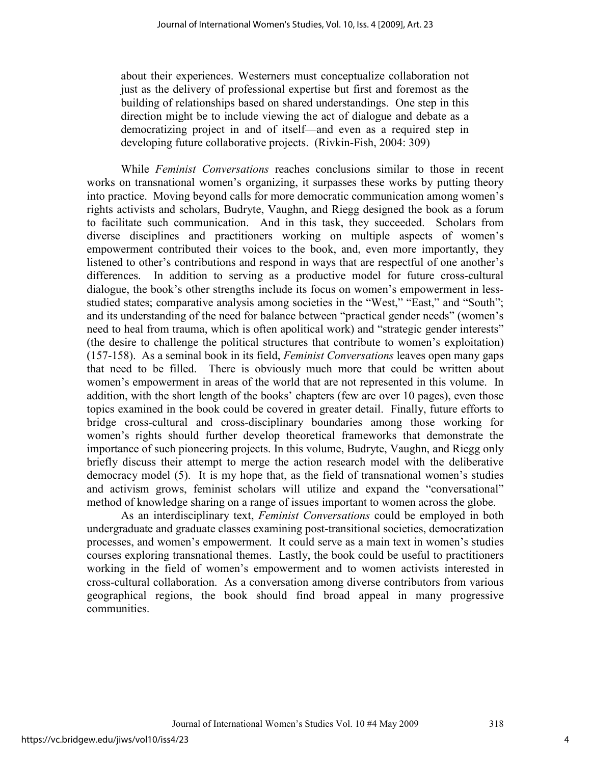> about their experiences. Westerners must conceptualize collaboration not just as the delivery of professional expertise but first and foremost as the building of relationships based on shared understandings. One step in this direction might be to include viewing the act of dialogue and debate as a democratizing project in and of itself—and even as a required step in developing future collaborative projects. (Rivkin-Fish, 2004: 309)

While *Feminist Conversations* reaches conclusions similar to those in recent works on transnational women's organizing, it surpasses these works by putting theory into practice. Moving beyond calls for more democratic communication among women's rights activists and scholars, Budryte, Vaughn, and Riegg designed the book as a forum to facilitate such communication. And in this task, they succeeded. Scholars from diverse disciplines and practitioners working on multiple aspects of women's empowerment contributed their voices to the book, and, even more importantly, they listened to other's contributions and respond in ways that are respectful of one another's differences. In addition to serving as a productive model for future cross-cultural dialogue, the book's other strengths include its focus on women's empowerment in less-studied states; comparative analysis among societies in the "West," "East," and "South"; and its understanding of the need for balance between "practical gender needs" (women's need to heal from trauma, which is often apolitical work) and "strategic gender interests" (the desire to challenge the political structures that contribute to women's exploitation) (157-158). As a seminal book in its field, *Feminist Conversations* leaves open many gaps that need to be filled. There is obviously much more that could be written about women's empowerment in areas of the world that are not represented in this volume. In addition, with the short length of the books' chapters (few are over 10 pages), even those topics examined in the book could be covered in greater detail. Finally, future efforts to bridge cross-cultural and cross-disciplinary boundaries among those working for women's rights should further develop theoretical frameworks that demonstrate the importance of such pioneering projects. In this volume, Budryte, Vaughn, and Riegg only briefly discuss their attempt to merge the action research model with the deliberative democracy model (5). It is my hope that, as the field of transnational women's studies and activism grows, feminist scholars will utilize and expand the "conversational" method of knowledge sharing on a range of issues important to women across the globe.

As an interdisciplinary text, *Feminist Conversations* could be employed in both undergraduate and graduate classes examining post-transitional societies, democratization processes, and women's empowerment. It could serve as a main text in women's studies courses exploring transnational themes. Lastly, the book could be useful to practitioners working in the field of women's empowerment and to women activists interested in cross-cultural collaboration. As a conversation among diverse contributors from various geographical regions, the book should find broad appeal in many progressive communities.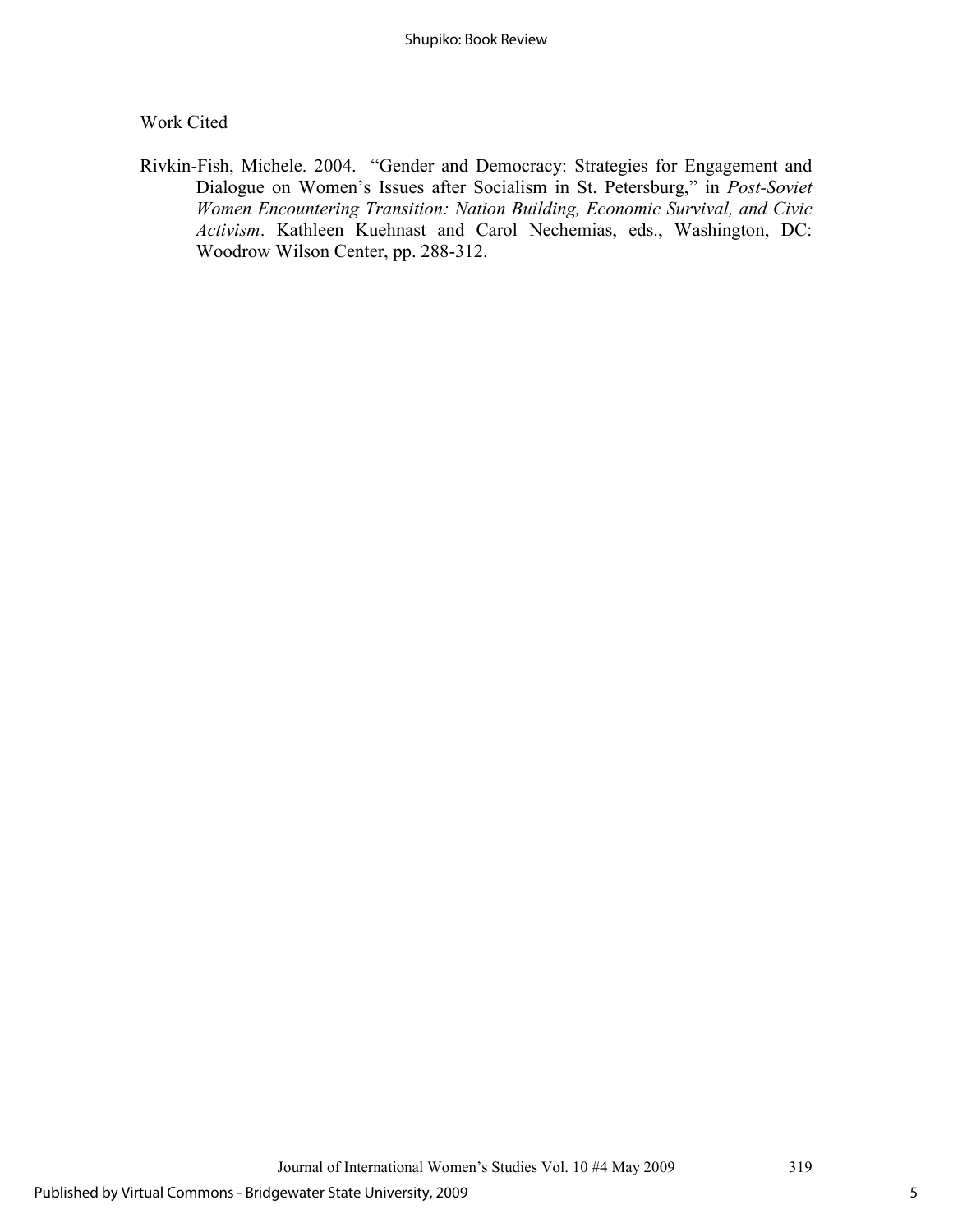## Work Cited

Rivkin-Fish, Michele. 2004. "Gender and Democracy: Strategies for Engagement and Dialogue on Women's Issues after Socialism in St. Petersburg," in *Post-Soviet Women Encountering Transition: Nation Building, Economic Survival, and Civic Activism*. Kathleen Kuehnast and Carol Nechemias, eds., Washington, DC: Woodrow Wilson Center, pp. 288-312.